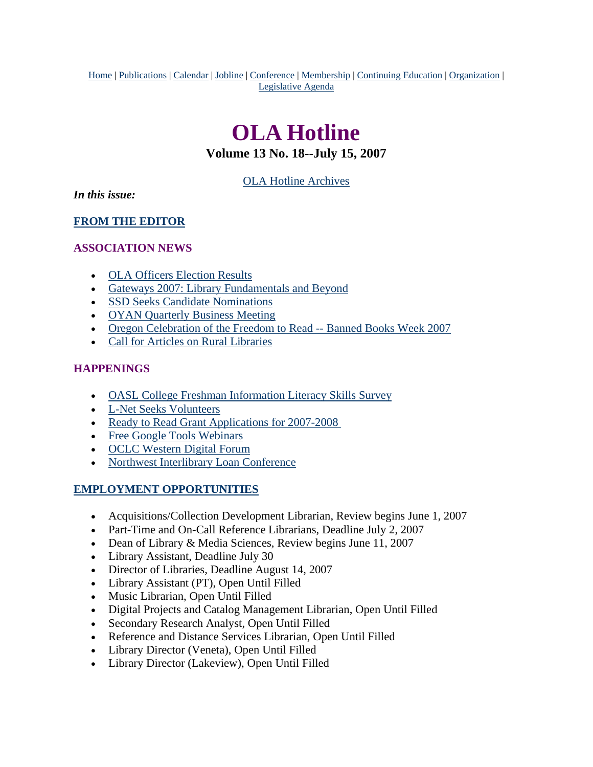Home | Publications | Calendar | Jobline | Conference | Membership | Continuing Education | Organization | Legislative Agenda

# OLA Hotline

### Volume 13 No. 18--July 15, 2007

OLA Hotline Archives

***In this issue:***

### FROM THE EDITOR

### ASSOCIATION NEWS

- OLA Officers Election Results
- Gateways 2007: Library Fundamentals and Beyond
- SSD Seeks Candidate Nominations
- OYAN Quarterly Business Meeting
- Oregon Celebration of the Freedom to Read -- Banned Books Week 2007
- Call for Articles on Rural Libraries

### HAPPENINGS

- OASL College Freshman Information Literacy Skills Survey
- L-Net Seeks Volunteers
- Ready to Read Grant Applications for 2007-2008
- Free Google Tools Webinars
- OCLC Western Digital Forum
- Northwest Interlibrary Loan Conference

### EMPLOYMENT OPPORTUNITIES

- Acquisitions/Collection Development Librarian, Review begins June 1, 2007
- Part-Time and On-Call Reference Librarians, Deadline July 2, 2007
- Dean of Library & Media Sciences, Review begins June 11, 2007
- Library Assistant, Deadline July 30
- Director of Libraries, Deadline August 14, 2007
- Library Assistant (PT), Open Until Filled
- Music Librarian, Open Until Filled
- Digital Projects and Catalog Management Librarian, Open Until Filled
- Secondary Research Analyst, Open Until Filled
- Reference and Distance Services Librarian, Open Until Filled
- Library Director (Veneta), Open Until Filled
- Library Director (Lakeview), Open Until Filled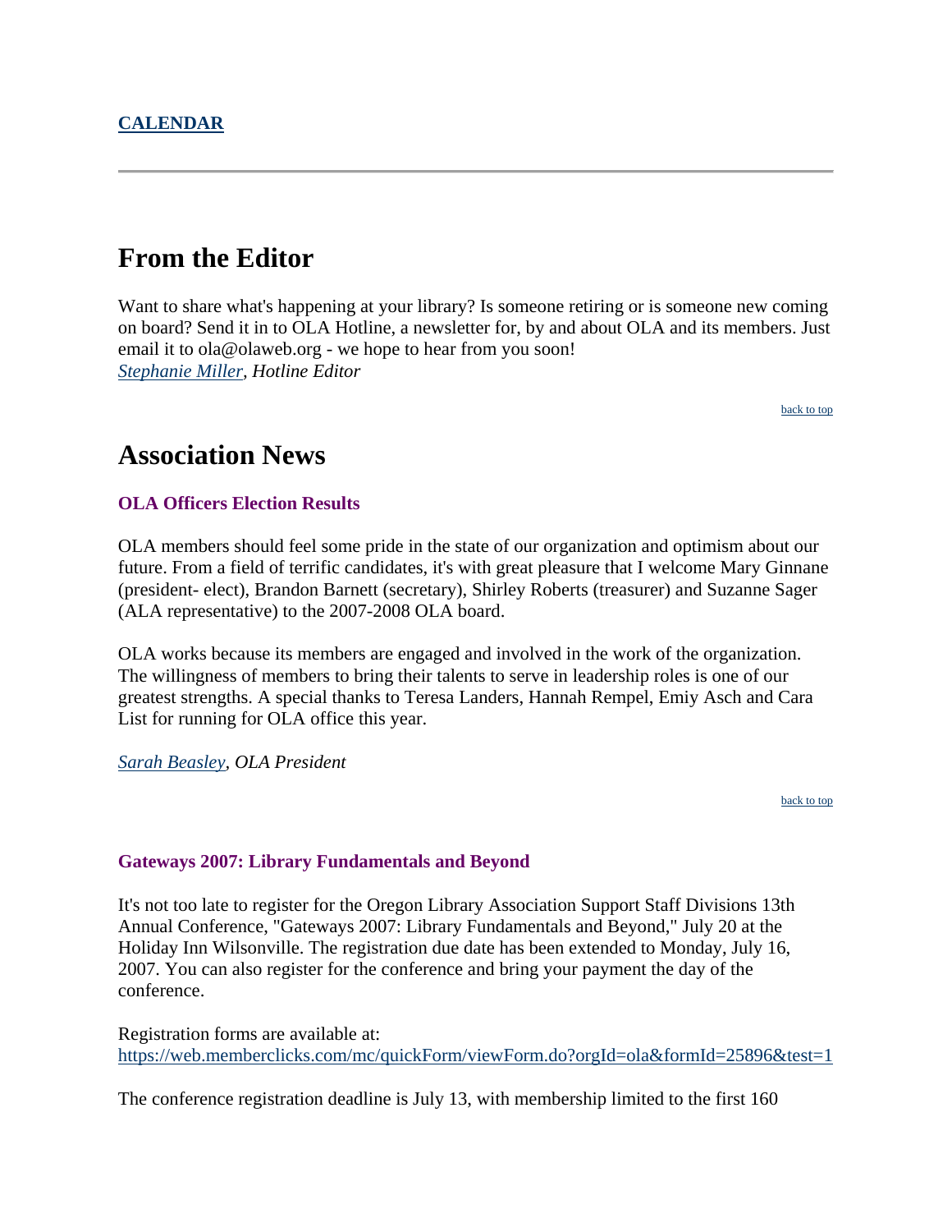**CALENDAR**

---

# From the Editor

Want to share what's happening at your library? Is someone retiring or is someone new coming on board? Send it in to OLA Hotline, a newsletter for, by and about OLA and its members. Just email it to ola@olaweb.org - we hope to hear from you soon!
*Stephanie Miller, Hotline Editor*

back to top

# Association News

### OLA Officers Election Results

OLA members should feel some pride in the state of our organization and optimism about our future. From a field of terrific candidates, it's with great pleasure that I welcome Mary Ginnane (president- elect), Brandon Barnett (secretary), Shirley Roberts (treasurer) and Suzanne Sager (ALA representative) to the 2007-2008 OLA board.

OLA works because its members are engaged and involved in the work of the organization. The willingness of members to bring their talents to serve in leadership roles is one of our greatest strengths. A special thanks to Teresa Landers, Hannah Rempel, Emiy Asch and Cara List for running for OLA office this year.

*Sarah Beasley, OLA President*

back to top

### Gateways 2007: Library Fundamentals and Beyond

It's not too late to register for the Oregon Library Association Support Staff Divisions 13th Annual Conference, "Gateways 2007: Library Fundamentals and Beyond," July 20 at the Holiday Inn Wilsonville. The registration due date has been extended to Monday, July 16, 2007. You can also register for the conference and bring your payment the day of the conference.

Registration forms are available at:
https://web.memberclicks.com/mc/quickForm/viewForm.do?orgId=ola&formId=25896&test=1

The conference registration deadline is July 13, with membership limited to the first 160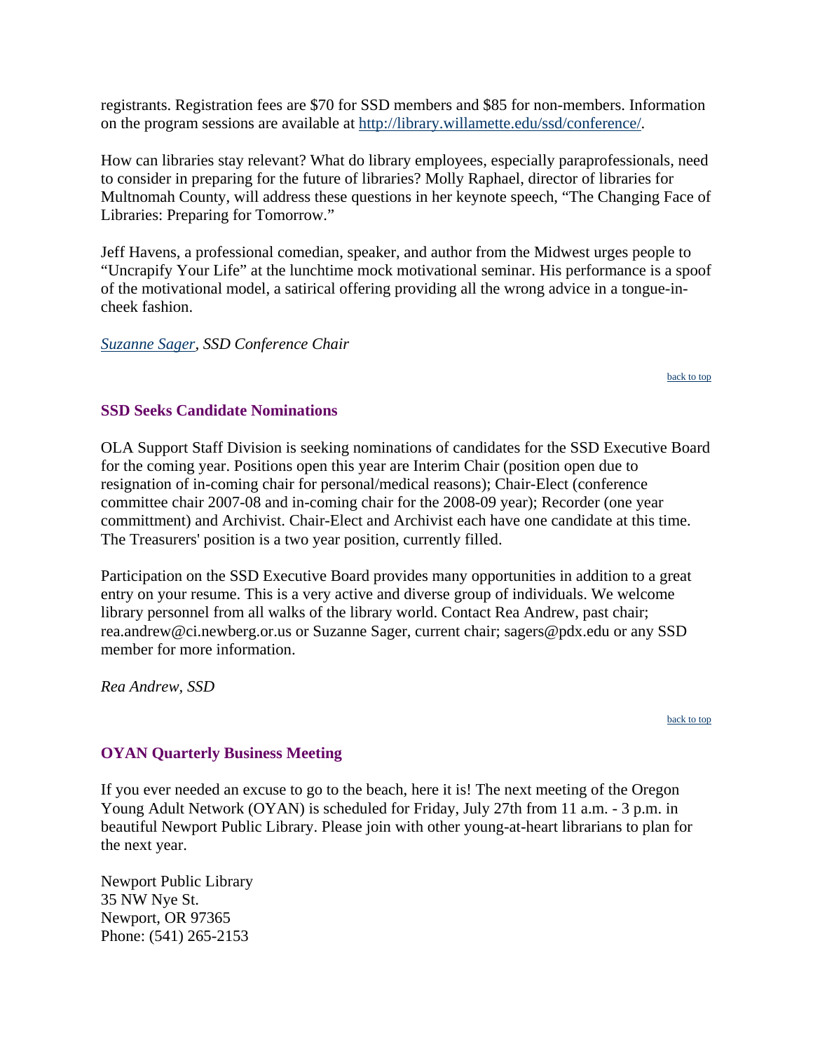registrants. Registration fees are $70 for SSD members and $85 for non-members. Information on the program sessions are available at [http://library.willamette.edu/ssd/conference/](http://library.willamette.edu/ssd/conference/).

How can libraries stay relevant? What do library employees, especially paraprofessionals, need to consider in preparing for the future of libraries? Molly Raphael, director of libraries for Multnomah County, will address these questions in her keynote speech, "The Changing Face of Libraries: Preparing for Tomorrow."

Jeff Havens, a professional comedian, speaker, and author from the Midwest urges people to "Uncrapify Your Life" at the lunchtime mock motivational seminar. His performance is a spoof of the motivational model, a satirical offering providing all the wrong advice in a tongue-in-cheek fashion.

*Suzanne Sager, SSD Conference Chair*

back to top

### SSD Seeks Candidate Nominations

OLA Support Staff Division is seeking nominations of candidates for the SSD Executive Board for the coming year. Positions open this year are Interim Chair (position open due to resignation of in-coming chair for personal/medical reasons); Chair-Elect (conference committee chair 2007-08 and in-coming chair for the 2008-09 year); Recorder (one year committtment) and Archivist. Chair-Elect and Archivist each have one candidate at this time. The Treasurers' position is a two year position, currently filled.

Participation on the SSD Executive Board provides many opportunities in addition to a great entry on your resume. This is a very active and diverse group of individuals. We welcome library personnel from all walks of the library world. Contact Rea Andrew, past chair; rea.andrew@ci.newberg.or.us or Suzanne Sager, current chair; sagers@pdx.edu or any SSD member for more information.

*Rea Andrew, SSD*

back to top

### OYAN Quarterly Business Meeting

If you ever needed an excuse to go to the beach, here it is! The next meeting of the Oregon Young Adult Network (OYAN) is scheduled for Friday, July 27th from 11 a.m. - 3 p.m. in beautiful Newport Public Library. Please join with other young-at-heart librarians to plan for the next year.

Newport Public Library  
35 NW Nye St.  
Newport, OR 97365  
Phone: (541) 265-2153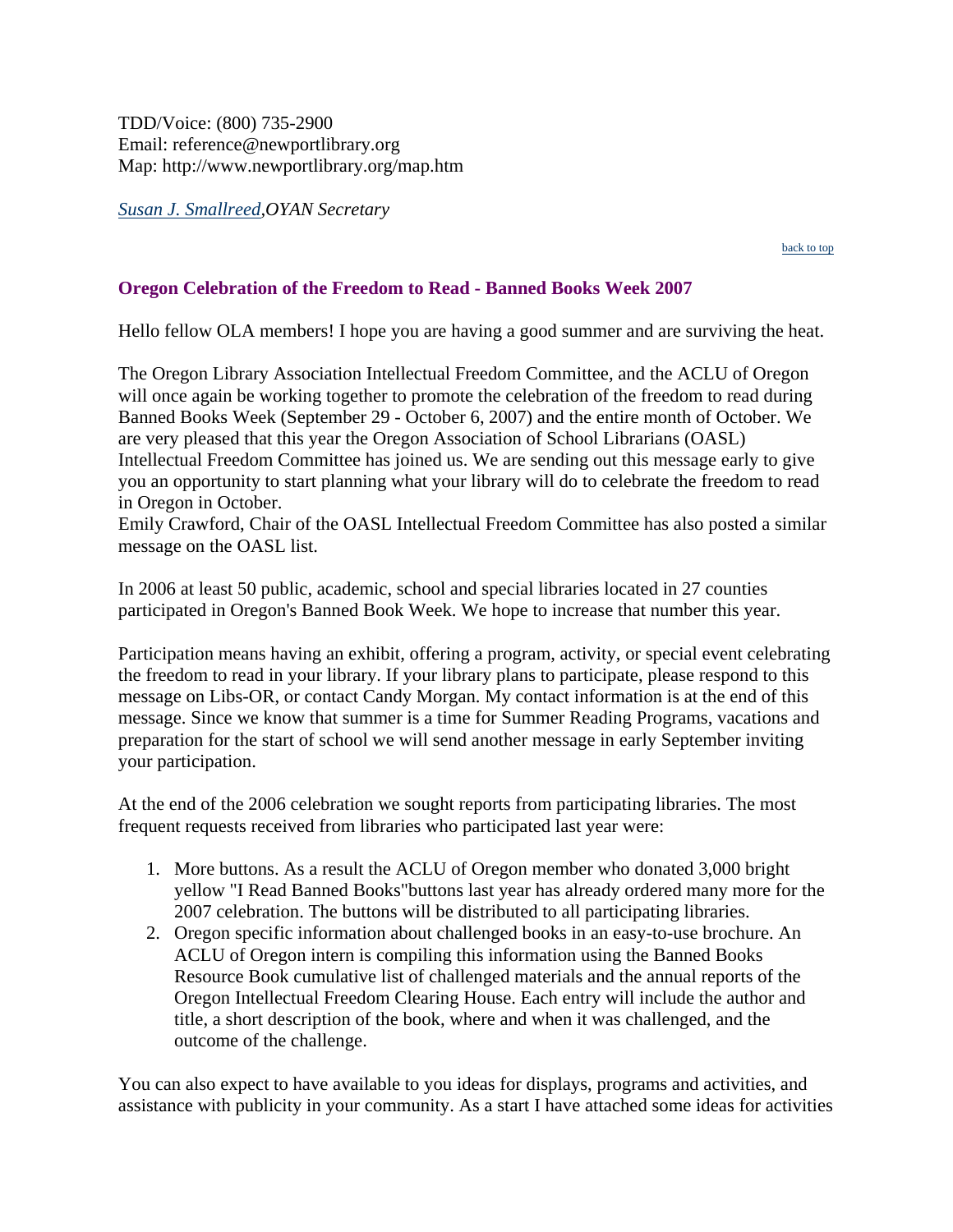TDD/Voice: (800) 735-2900
Email: reference@newportlibrary.org
Map: http://www.newportlibrary.org/map.htm

*Susan J. Smallreed,OYAN Secretary*

back to top

### Oregon Celebration of the Freedom to Read - Banned Books Week 2007

Hello fellow OLA members! I hope you are having a good summer and are surviving the heat.

The Oregon Library Association Intellectual Freedom Committee, and the ACLU of Oregon will once again be working together to promote the celebration of the freedom to read during Banned Books Week (September 29 - October 6, 2007) and the entire month of October. We are very pleased that this year the Oregon Association of School Librarians (OASL) Intellectual Freedom Committee has joined us. We are sending out this message early to give you an opportunity to start planning what your library will do to celebrate the freedom to read in Oregon in October.
Emily Crawford, Chair of the OASL Intellectual Freedom Committee has also posted a similar message on the OASL list.

In 2006 at least 50 public, academic, school and special libraries located in 27 counties participated in Oregon's Banned Book Week. We hope to increase that number this year.

Participation means having an exhibit, offering a program, activity, or special event celebrating the freedom to read in your library. If your library plans to participate, please respond to this message on Libs-OR, or contact Candy Morgan. My contact information is at the end of this message. Since we know that summer is a time for Summer Reading Programs, vacations and preparation for the start of school we will send another message in early September inviting your participation.

At the end of the 2006 celebration we sought reports from participating libraries. The most frequent requests received from libraries who participated last year were:

1. More buttons. As a result the ACLU of Oregon member who donated 3,000 bright yellow "I Read Banned Books"buttons last year has already ordered many more for the 2007 celebration. The buttons will be distributed to all participating libraries.
2. Oregon specific information about challenged books in an easy-to-use brochure. An ACLU of Oregon intern is compiling this information using the Banned Books Resource Book cumulative list of challenged materials and the annual reports of the Oregon Intellectual Freedom Clearing House. Each entry will include the author and title, a short description of the book, where and when it was challenged, and the outcome of the challenge.

You can also expect to have available to you ideas for displays, programs and activities, and assistance with publicity in your community. As a start I have attached some ideas for activities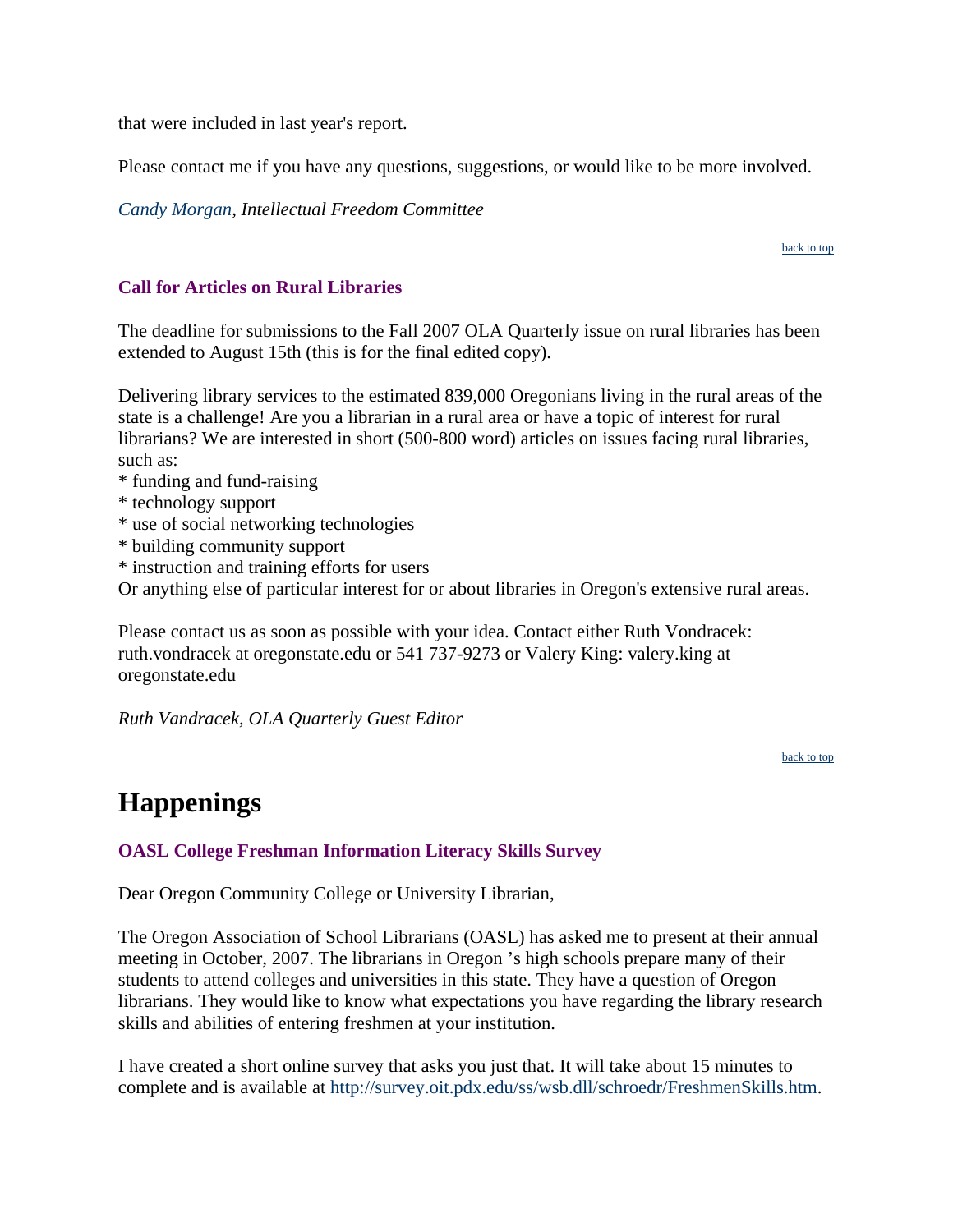that were included in last year's report.

Please contact me if you have any questions, suggestions, or would like to be more involved.

*Candy Morgan, Intellectual Freedom Committee*

back to top

### Call for Articles on Rural Libraries

The deadline for submissions to the Fall 2007 OLA Quarterly issue on rural libraries has been extended to August 15th (this is for the final edited copy).

Delivering library services to the estimated 839,000 Oregonians living in the rural areas of the state is a challenge! Are you a librarian in a rural area or have a topic of interest for rural librarians? We are interested in short (500-800 word) articles on issues facing rural libraries, such as:

* funding and fund-raising
* technology support
* use of social networking technologies
* building community support
* instruction and training efforts for users

Or anything else of particular interest for or about libraries in Oregon's extensive rural areas.

Please contact us as soon as possible with your idea. Contact either Ruth Vondracek: ruth.vondracek at oregonstate.edu or 541 737-9273 or Valery King: valery.king at oregonstate.edu

*Ruth Vandracek, OLA Quarterly Guest Editor*

back to top

# Happenings

### OASL College Freshman Information Literacy Skills Survey

Dear Oregon Community College or University Librarian,

The Oregon Association of School Librarians (OASL) has asked me to present at their annual meeting in October, 2007. The librarians in Oregon 's high schools prepare many of their students to attend colleges and universities in this state. They have a question of Oregon librarians. They would like to know what expectations you have regarding the library research skills and abilities of entering freshmen at your institution.

I have created a short online survey that asks you just that. It will take about 15 minutes to complete and is available at http://survey.oit.pdx.edu/ss/wsb.dll/schroedr/FreshmenSkills.htm.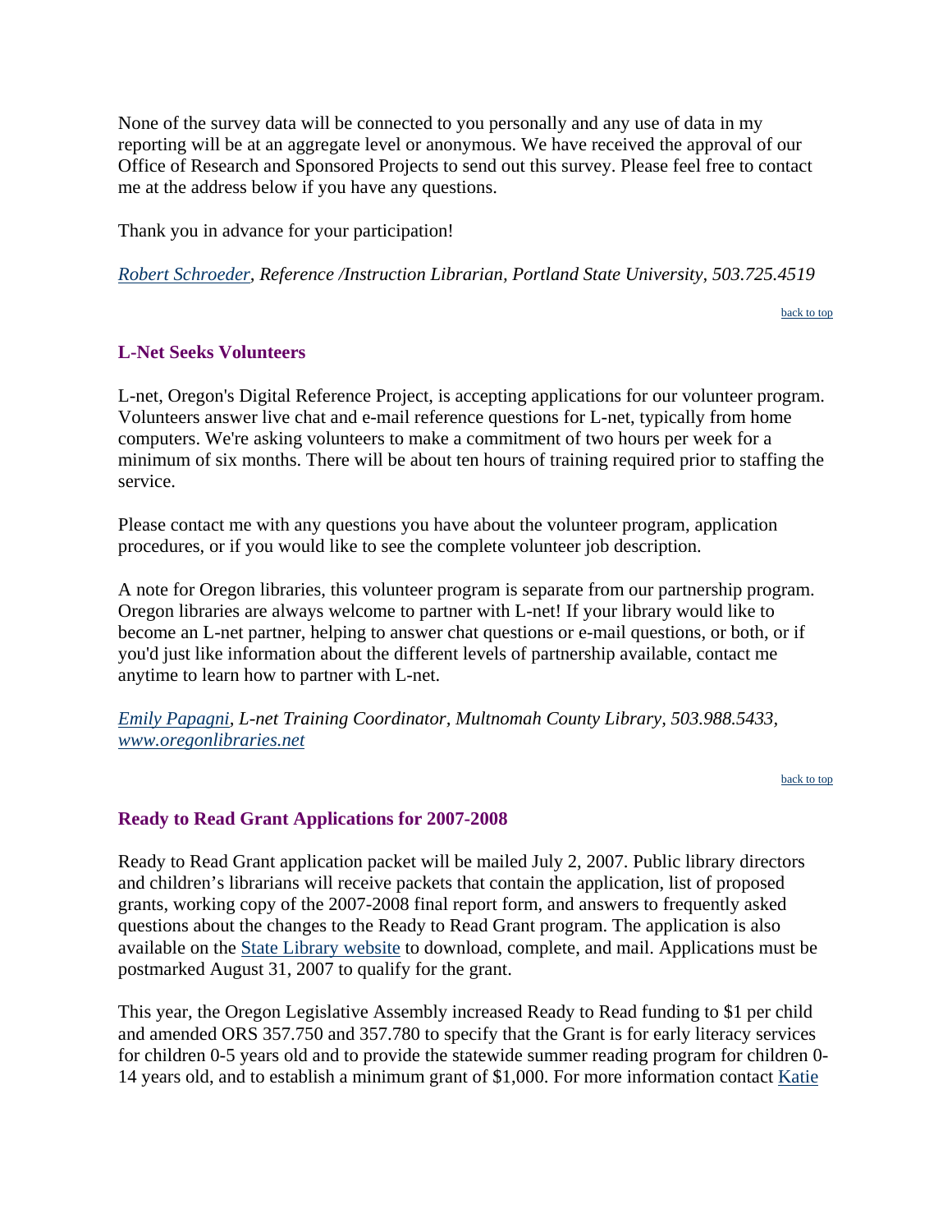None of the survey data will be connected to you personally and any use of data in my reporting will be at an aggregate level or anonymous. We have received the approval of our Office of Research and Sponsored Projects to send out this survey. Please feel free to contact me at the address below if you have any questions.

Thank you in advance for your participation!

*Robert Schroeder, Reference /Instruction Librarian, Portland State University, 503.725.4519*

back to top

### L-Net Seeks Volunteers

L-net, Oregon's Digital Reference Project, is accepting applications for our volunteer program. Volunteers answer live chat and e-mail reference questions for L-net, typically from home computers. We're asking volunteers to make a commitment of two hours per week for a minimum of six months. There will be about ten hours of training required prior to staffing the service.

Please contact me with any questions you have about the volunteer program, application procedures, or if you would like to see the complete volunteer job description.

A note for Oregon libraries, this volunteer program is separate from our partnership program. Oregon libraries are always welcome to partner with L-net! If your library would like to become an L-net partner, helping to answer chat questions or e-mail questions, or both, or if you'd just like information about the different levels of partnership available, contact me anytime to learn how to partner with L-net.

*Emily Papagni, L-net Training Coordinator, Multnomah County Library, 503.988.5433, www.oregonlibraries.net*

back to top

### Ready to Read Grant Applications for 2007-2008

Ready to Read Grant application packet will be mailed July 2, 2007. Public library directors and children's librarians will receive packets that contain the application, list of proposed grants, working copy of the 2007-2008 final report form, and answers to frequently asked questions about the changes to the Ready to Read Grant program. The application is also available on the State Library website to download, complete, and mail. Applications must be postmarked August 31, 2007 to qualify for the grant.

This year, the Oregon Legislative Assembly increased Ready to Read funding to $1 per child and amended ORS 357.750 and 357.780 to specify that the Grant is for early literacy services for children 0-5 years old and to provide the statewide summer reading program for children 0-14 years old, and to establish a minimum grant of $1,000. For more information contact Katie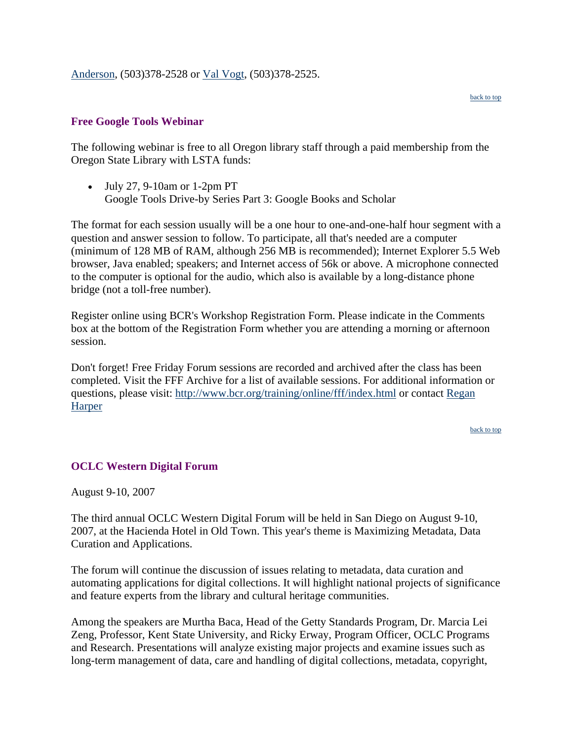Anderson, (503)378-2528 or Val Vogt, (503)378-2525.

back to top

### Free Google Tools Webinar

The following webinar is free to all Oregon library staff through a paid membership from the Oregon State Library with LSTA funds:

- July 27, 9-10am or 1-2pm PT
  Google Tools Drive-by Series Part 3: Google Books and Scholar

The format for each session usually will be a one hour to one-and-one-half hour segment with a question and answer session to follow. To participate, all that's needed are a computer (minimum of 128 MB of RAM, although 256 MB is recommended); Internet Explorer 5.5 Web browser, Java enabled; speakers; and Internet access of 56k or above. A microphone connected to the computer is optional for the audio, which also is available by a long-distance phone bridge (not a toll-free number).

Register online using BCR's Workshop Registration Form. Please indicate in the Comments box at the bottom of the Registration Form whether you are attending a morning or afternoon session.

Don't forget! Free Friday Forum sessions are recorded and archived after the class has been completed. Visit the FFF Archive for a list of available sessions. For additional information or questions, please visit: http://www.bcr.org/training/online/fff/index.html or contact Regan Harper

back to top

### OCLC Western Digital Forum

August 9-10, 2007

The third annual OCLC Western Digital Forum will be held in San Diego on August 9-10, 2007, at the Hacienda Hotel in Old Town. This year's theme is Maximizing Metadata, Data Curation and Applications.

The forum will continue the discussion of issues relating to metadata, data curation and automating applications for digital collections. It will highlight national projects of significance and feature experts from the library and cultural heritage communities.

Among the speakers are Murtha Baca, Head of the Getty Standards Program, Dr. Marcia Lei Zeng, Professor, Kent State University, and Ricky Erway, Program Officer, OCLC Programs and Research. Presentations will analyze existing major projects and examine issues such as long-term management of data, care and handling of digital collections, metadata, copyright,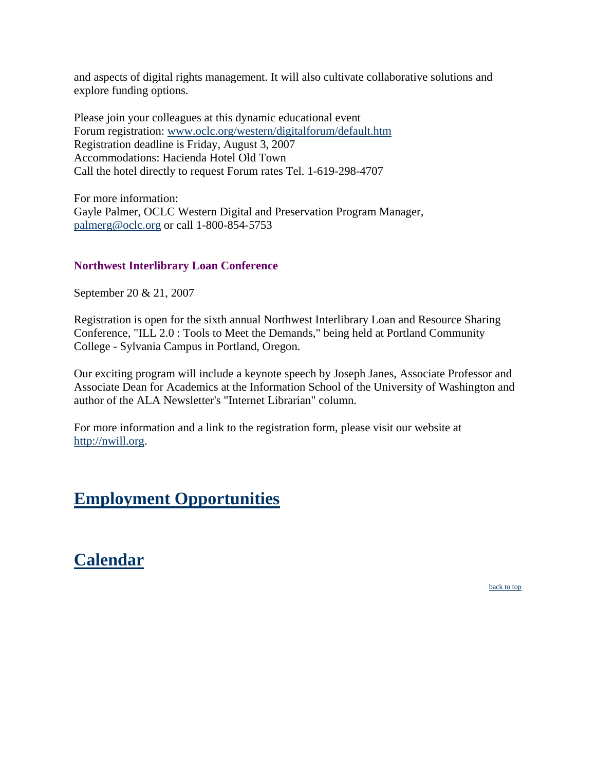and aspects of digital rights management. It will also cultivate collaborative solutions and explore funding options.

Please join your colleagues at this dynamic educational event
Forum registration: [www.oclc.org/western/digitalforum/default.htm](www.oclc.org/western/digitalforum/default.htm)
Registration deadline is Friday, August 3, 2007
Accommodations: Hacienda Hotel Old Town
Call the hotel directly to request Forum rates Tel. 1-619-298-4707

For more information:
Gayle Palmer, OCLC Western Digital and Preservation Program Manager, [palmerg@oclc.org](mailto:palmerg@oclc.org) or call 1-800-854-5753

### Northwest Interlibrary Loan Conference

September 20 & 21, 2007

Registration is open for the sixth annual Northwest Interlibrary Loan and Resource Sharing Conference, "ILL 2.0 : Tools to Meet the Demands," being held at Portland Community College - Sylvania Campus in Portland, Oregon.

Our exciting program will include a keynote speech by Joseph Janes, Associate Professor and Associate Dean for Academics at the Information School of the University of Washington and author of the ALA Newsletter's "Internet Librarian" column.

For more information and a link to the registration form, please visit our website at [http://nwill.org](http://nwill.org).

## Employment Opportunities

## Calendar

back to top